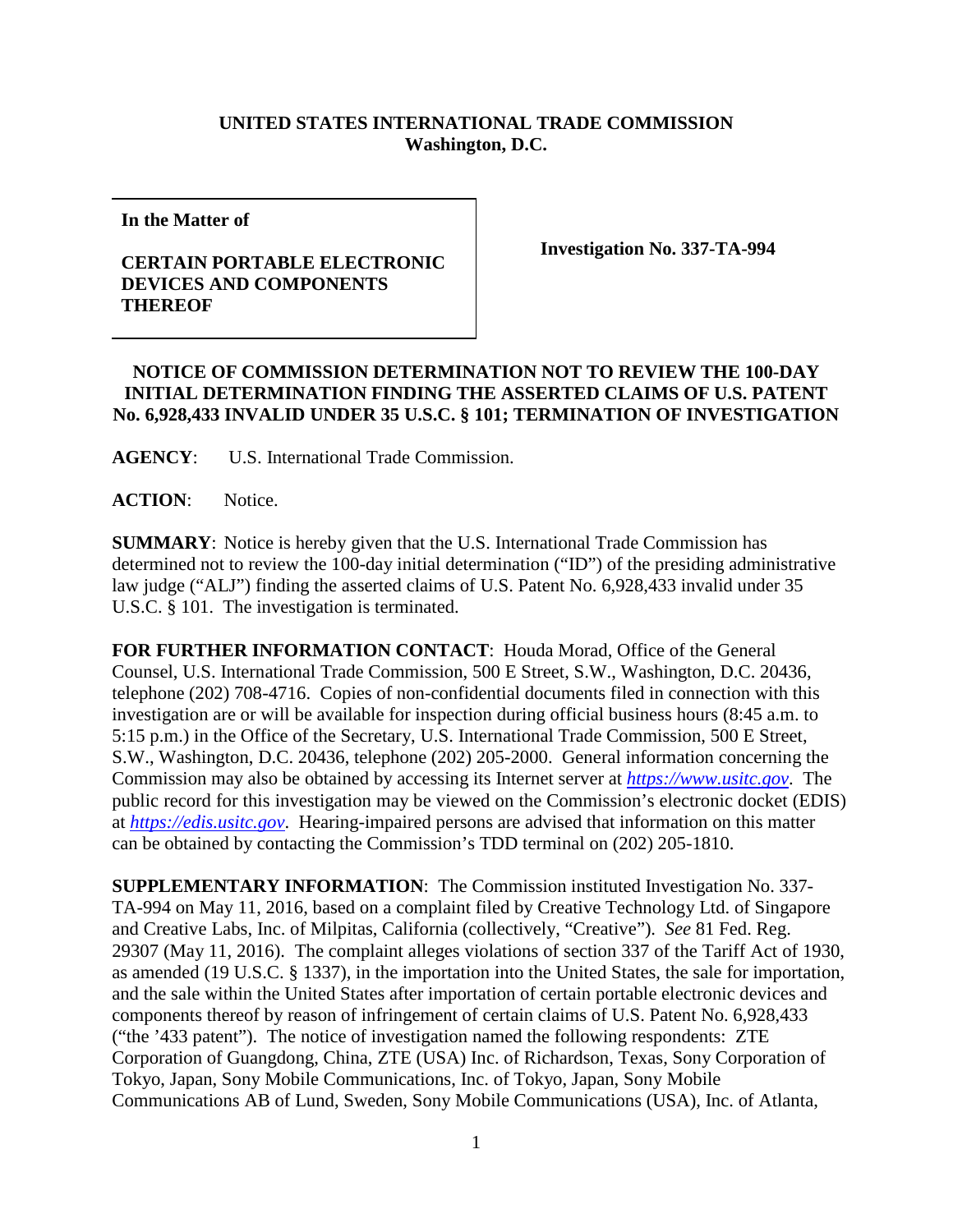**UNITED STATES INTERNATIONAL TRADE COMMISSION**
**Washington, D.C.**

| **In the Matter of**<br><br>**CERTAIN PORTABLE ELECTRONIC DEVICES AND COMPONENTS THEREOF** | **Investigation No. 337-TA-994** |
|---|---|

**NOTICE OF COMMISSION DETERMINATION NOT TO REVIEW THE 100-DAY INITIAL DETERMINATION FINDING THE ASSERTED CLAIMS OF U.S. PATENT No. 6,928,433 INVALID UNDER 35 U.S.C. § 101; TERMINATION OF INVESTIGATION**

**AGENCY**: U.S. International Trade Commission.

**ACTION**: Notice.

**SUMMARY**: Notice is hereby given that the U.S. International Trade Commission has determined not to review the 100-day initial determination ("ID") of the presiding administrative law judge ("ALJ") finding the asserted claims of U.S. Patent No. 6,928,433 invalid under 35 U.S.C. § 101. The investigation is terminated.

**FOR FURTHER INFORMATION CONTACT**: Houda Morad, Office of the General Counsel, U.S. International Trade Commission, 500 E Street, S.W., Washington, D.C. 20436, telephone (202) 708-4716. Copies of non-confidential documents filed in connection with this investigation are or will be available for inspection during official business hours (8:45 a.m. to 5:15 p.m.) in the Office of the Secretary, U.S. International Trade Commission, 500 E Street, S.W., Washington, D.C. 20436, telephone (202) 205-2000. General information concerning the Commission may also be obtained by accessing its Internet server at *https://www.usitc.gov*. The public record for this investigation may be viewed on the Commission's electronic docket (EDIS) at *https://edis.usitc.gov*. Hearing-impaired persons are advised that information on this matter can be obtained by contacting the Commission's TDD terminal on (202) 205-1810.

**SUPPLEMENTARY INFORMATION**: The Commission instituted Investigation No. 337-TA-994 on May 11, 2016, based on a complaint filed by Creative Technology Ltd. of Singapore and Creative Labs, Inc. of Milpitas, California (collectively, "Creative"). *See* 81 Fed. Reg. 29307 (May 11, 2016). The complaint alleges violations of section 337 of the Tariff Act of 1930, as amended (19 U.S.C. § 1337), in the importation into the United States, the sale for importation, and the sale within the United States after importation of certain portable electronic devices and components thereof by reason of infringement of certain claims of U.S. Patent No. 6,928,433 ("the '433 patent"). The notice of investigation named the following respondents: ZTE Corporation of Guangdong, China, ZTE (USA) Inc. of Richardson, Texas, Sony Corporation of Tokyo, Japan, Sony Mobile Communications, Inc. of Tokyo, Japan, Sony Mobile Communications AB of Lund, Sweden, Sony Mobile Communications (USA), Inc. of Atlanta,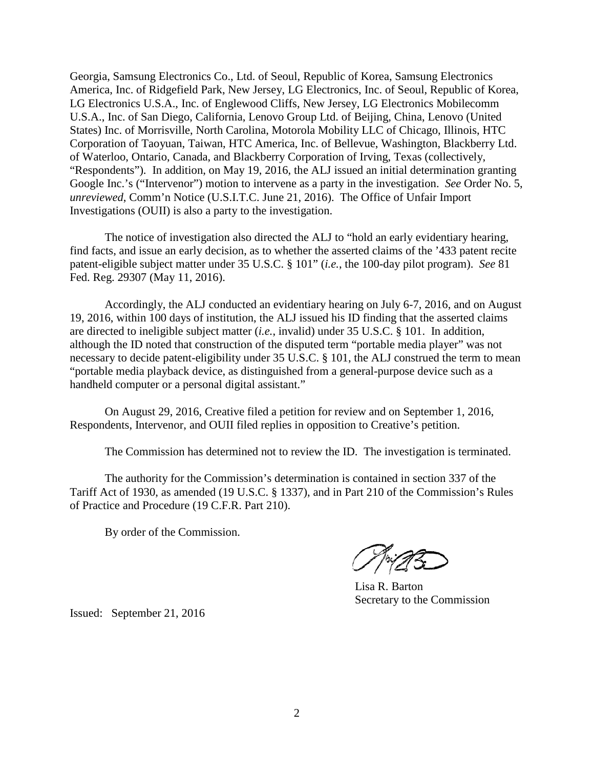Georgia, Samsung Electronics Co., Ltd. of Seoul, Republic of Korea, Samsung Electronics America, Inc. of Ridgefield Park, New Jersey, LG Electronics, Inc. of Seoul, Republic of Korea, LG Electronics U.S.A., Inc. of Englewood Cliffs, New Jersey, LG Electronics Mobilecomm U.S.A., Inc. of San Diego, California, Lenovo Group Ltd. of Beijing, China, Lenovo (United States) Inc. of Morrisville, North Carolina, Motorola Mobility LLC of Chicago, Illinois, HTC Corporation of Taoyuan, Taiwan, HTC America, Inc. of Bellevue, Washington, Blackberry Ltd. of Waterloo, Ontario, Canada, and Blackberry Corporation of Irving, Texas (collectively, "Respondents"). In addition, on May 19, 2016, the ALJ issued an initial determination granting Google Inc.'s ("Intervenor") motion to intervene as a party in the investigation. *See* Order No. 5, *unreviewed*, Comm'n Notice (U.S.I.T.C. June 21, 2016). The Office of Unfair Import Investigations (OUII) is also a party to the investigation.

The notice of investigation also directed the ALJ to "hold an early evidentiary hearing, find facts, and issue an early decision, as to whether the asserted claims of the '433 patent recite patent-eligible subject matter under 35 U.S.C. § 101" (*i.e.*, the 100-day pilot program). *See* 81 Fed. Reg. 29307 (May 11, 2016).

Accordingly, the ALJ conducted an evidentiary hearing on July 6-7, 2016, and on August 19, 2016, within 100 days of institution, the ALJ issued his ID finding that the asserted claims are directed to ineligible subject matter (*i.e.*, invalid) under 35 U.S.C. § 101. In addition, although the ID noted that construction of the disputed term "portable media player" was not necessary to decide patent-eligibility under 35 U.S.C. § 101, the ALJ construed the term to mean "portable media playback device, as distinguished from a general-purpose device such as a handheld computer or a personal digital assistant."

On August 29, 2016, Creative filed a petition for review and on September 1, 2016, Respondents, Intervenor, and OUII filed replies in opposition to Creative's petition.

The Commission has determined not to review the ID. The investigation is terminated.

The authority for the Commission's determination is contained in section 337 of the Tariff Act of 1930, as amended (19 U.S.C. § 1337), and in Part 210 of the Commission's Rules of Practice and Procedure (19 C.F.R. Part 210).

By order of the Commission.

Lisa R. Barton
Secretary to the Commission

Issued: September 21, 2016